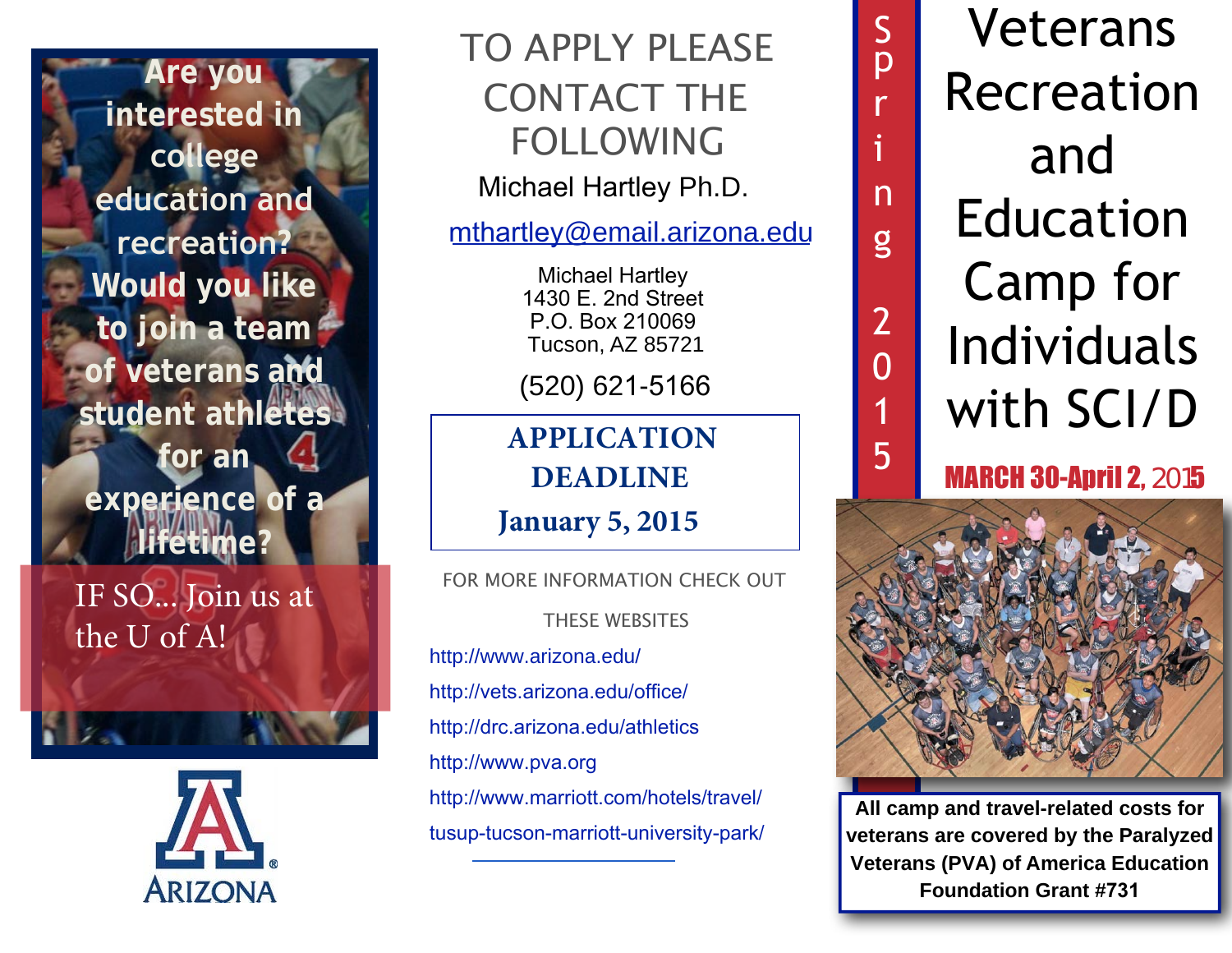# Veterans Recreation and Education Camp for Individuals with SCI/D

Spring 2015

**MARCH 30-April 2, 2015**

**All camp and travel-related costs for veterans are covered by the Paralyzed Veterans (PVA) of America Education Foundation Grant #731**

**Are you interested in college education and recreation? Would you like to join a team of veterans and student athletes for an experience of a lifetime?**

IF SO... Join us at the U of A!

ARIZONA

## TO APPLY PLEASE CONTACT THE FOLLOWING

Michael Hartley Ph.D.

mthartley@email.arizona.edu

Michael Hartley
1430 E. 2nd Street
P.O. Box 210069
Tucson, AZ 85721

(520) 621-5166

**APPLICATION DEADLINE**
**January 5, 2015**

FOR MORE INFORMATION CHECK OUT THESE WEBSITES

http://www.arizona.edu/

http://vets.arizona.edu/office/

http://drc.arizona.edu/athletics

http://www.pva.org

http://www.marriott.com/hotels/travel/tusup-tucson-marriott-university-park/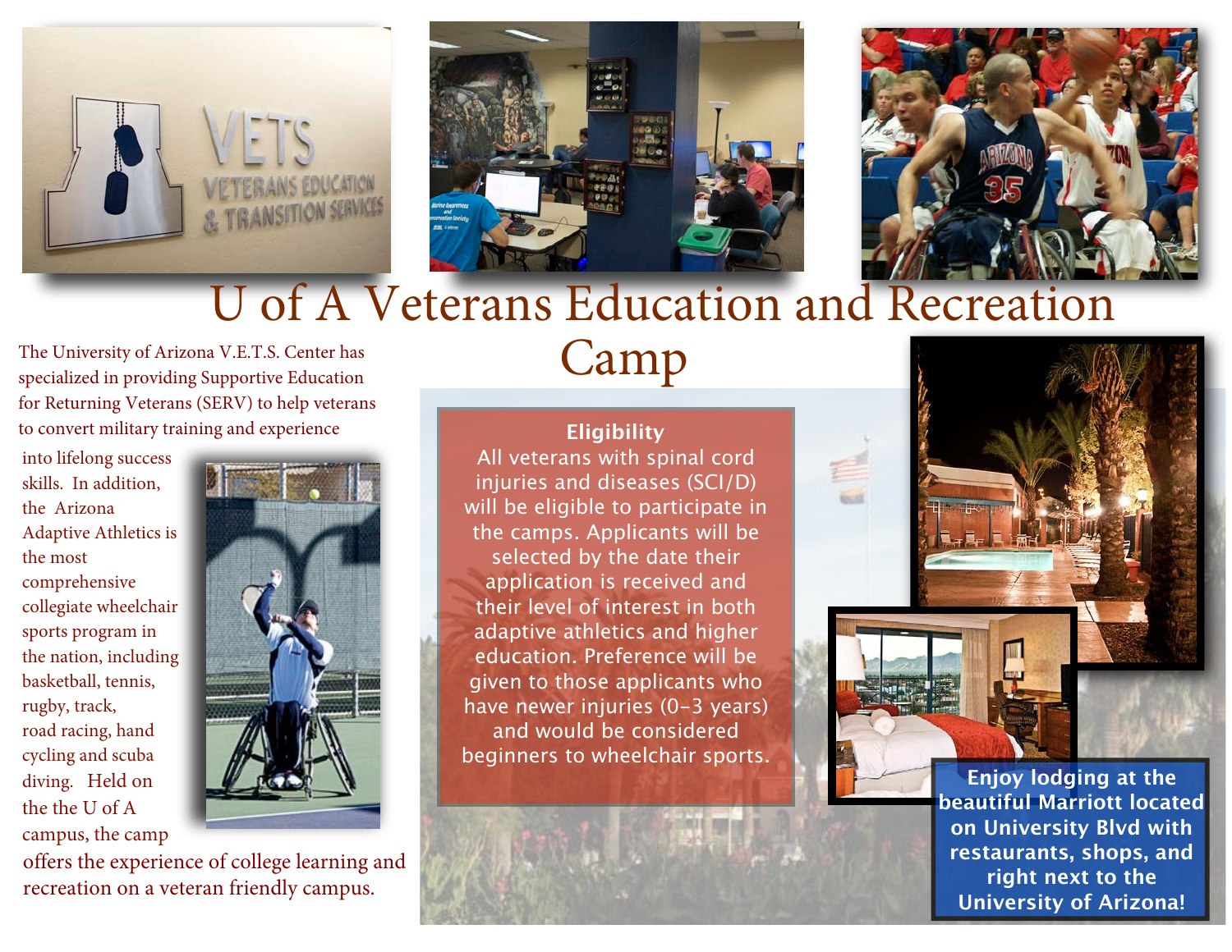# U of A Veterans Education and Recreation Camp

The University of Arizona V.E.T.S. Center has specialized in providing Supportive Education for Returning Veterans (SERV) to help veterans to convert military training and experience into lifelong success skills. In addition, the Arizona Adaptive Athletics is the most comprehensive collegiate wheelchair sports program in the nation, including basketball, tennis, rugby, track, road racing, hand cycling and scuba diving. Held on the the U of A campus, the camp offers the experience of college learning and recreation on a veteran friendly campus.

**Eligibility**

All veterans with spinal cord injuries and diseases (SCI/D) will be eligible to participate in the camps. Applicants will be selected by the date their application is received and their level of interest in both adaptive athletics and higher education. Preference will be given to those applicants who have newer injuries (0-3 years) and would be considered beginners to wheelchair sports.

**Enjoy lodging at the beautiful Marriott located on University Blvd with restaurants, shops, and right next to the University of Arizona!**